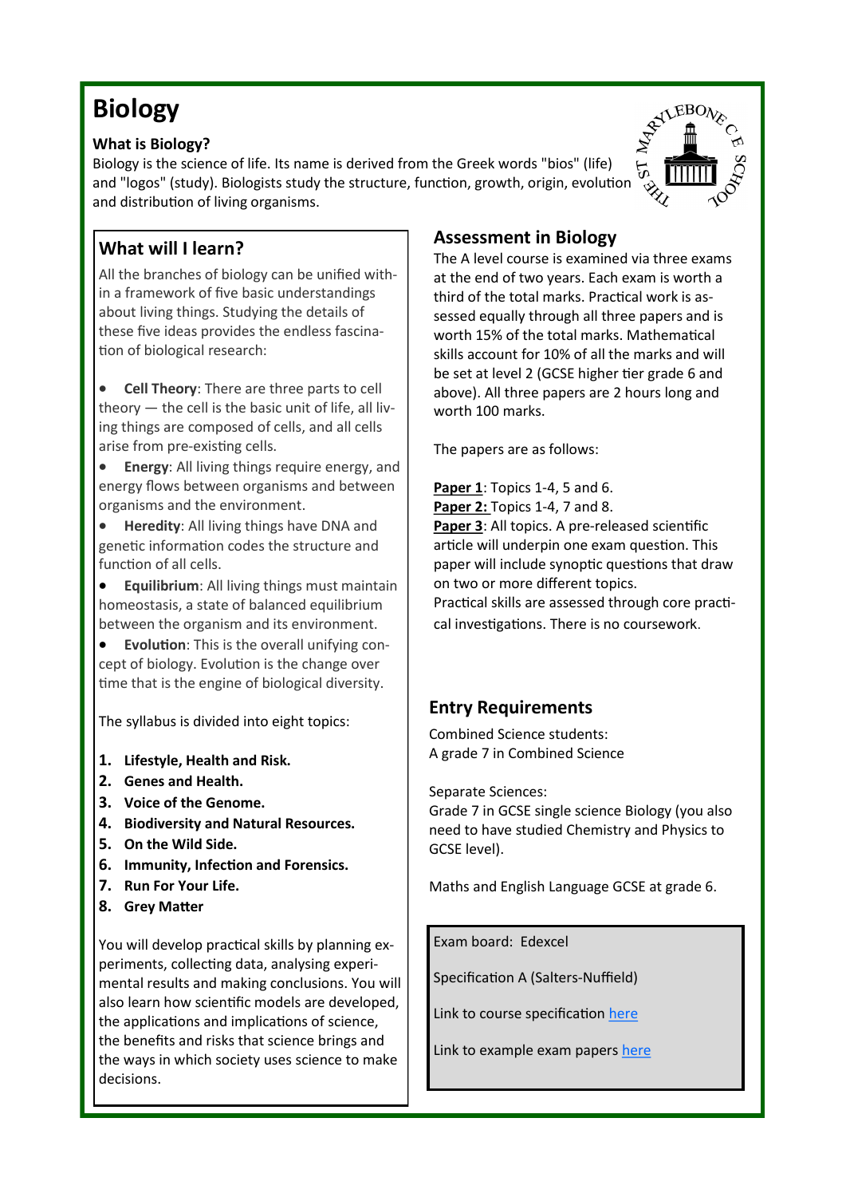# Biology

### What is Biology?

Biology is the science of life. Its name is derived from the Greek words "bios" (life) and "logos" (study). Biologists study the structure, function, growth, origin, evolution and distribution of living organisms.

## What will I learn?

All the branches of biology can be unified within a framework of five basic understandings about living things. Studying the details of these five ideas provides the endless fascination of biological research:

- **Cell Theory**: There are three parts to cell theory — the cell is the basic unit of life, all living things are composed of cells, and all cells arise from pre-existing cells.
- **Energy**: All living things require energy, and energy flows between organisms and between organisms and the environment.
- **Heredity**: All living things have DNA and genetic information codes the structure and function of all cells.
- **Equilibrium**: All living things must maintain homeostasis, a state of balanced equilibrium between the organism and its environment.
- **Evolution**: This is the overall unifying concept of biology. Evolution is the change over time that is the engine of biological diversity.

The syllabus is divided into eight topics:

1. **Lifestyle, Health and Risk.**
2. **Genes and Health.**
3. **Voice of the Genome.**
4. **Biodiversity and Natural Resources.**
5. **On the Wild Side.**
6. **Immunity, Infection and Forensics.**
7. **Run For Your Life.**
8. **Grey Matter**

You will develop practical skills by planning experiments, collecting data, analysing experimental results and making conclusions. You will also learn how scientific models are developed, the applications and implications of science, the benefits and risks that science brings and the ways in which society uses science to make decisions.

## Assessment in Biology

The A level course is examined via three exams at the end of two years. Each exam is worth a third of the total marks. Practical work is assessed equally through all three papers and is worth 15% of the total marks. Mathematical skills account for 10% of all the marks and will be set at level 2 (GCSE higher tier grade 6 and above). All three papers are 2 hours long and worth 100 marks.

The papers are as follows:

**Paper 1**: Topics 1-4, 5 and 6.
**Paper 2:** Topics 1-4, 7 and 8.
**Paper 3**: All topics. A pre-released scientific article will underpin one exam question. This paper will include synoptic questions that draw on two or more different topics.
Practical skills are assessed through core practical investigations. There is no coursework.

## Entry Requirements

Combined Science students:
A grade 7 in Combined Science

Separate Sciences:
Grade 7 in GCSE single science Biology (you also need to have studied Chemistry and Physics to GCSE level).

Maths and English Language GCSE at grade 6.

Exam board: Edexcel

Specification A (Salters-Nuffield)

Link to course specification here

Link to example exam papers here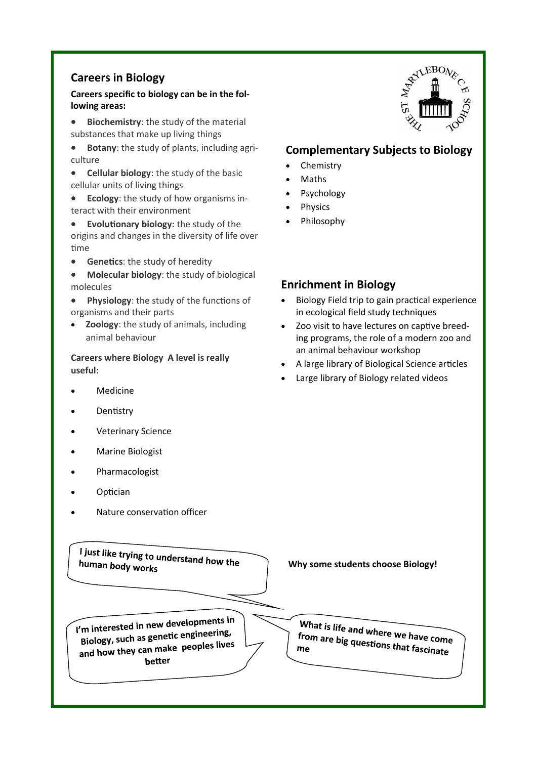## Careers in Biology

**Careers specific to biology can be in the following areas:**

- **Biochemistry**: the study of the material substances that make up living things
- **Botany**: the study of plants, including agriculture
- **Cellular biology**: the study of the basic cellular units of living things
- **Ecology**: the study of how organisms interact with their environment
- **Evolutionary biology:** the study of the origins and changes in the diversity of life over time
- **Genetics**: the study of heredity
- **Molecular biology**: the study of biological molecules
- **Physiology**: the study of the functions of organisms and their parts
- **Zoology**: the study of animals, including animal behaviour

**Careers where Biology A level is really useful:**

- Medicine
- Dentistry
- Veterinary Science
- Marine Biologist
- Pharmacologist
- Optician
- Nature conservation officer

## Complementary Subjects to Biology

- Chemistry
- Maths
- Psychology
- Physics
- Philosophy

## Enrichment in Biology

- Biology Field trip to gain practical experience in ecological field study techniques
- Zoo visit to have lectures on captive breeding programs, the role of a modern zoo and an animal behaviour workshop
- A large library of Biological Science articles
- Large library of Biology related videos

**Why some students choose Biology!**

**I just like trying to understand how the human body works**

**I'm interested in new developments in Biology, such as genetic engineering, and how they can make peoples lives better**

**What is life and where we have come from are big questions that fascinate me**